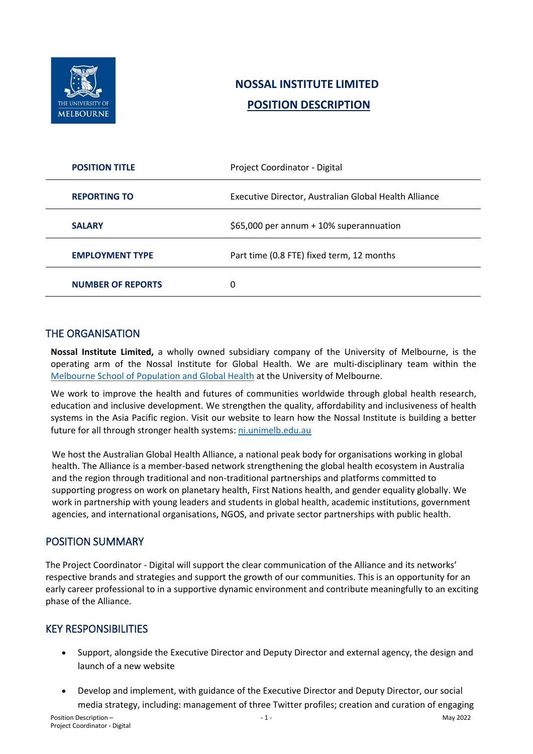# NOSSAL INSTITUTE LIMITED

## POSITION DESCRIPTION

| | |
|---|---|
| **POSITION TITLE** | Project Coordinator - Digital |
| **REPORTING TO** | Executive Director, Australian Global Health Alliance |
| **SALARY** | $65,000 per annum + 10% superannuation |
| **EMPLOYMENT TYPE** | Part time (0.8 FTE) fixed term, 12 months |
| **NUMBER OF REPORTS** | 0 |

## THE ORGANISATION

**Nossal Institute Limited,** a wholly owned subsidiary company of the University of Melbourne, is the operating arm of the Nossal Institute for Global Health. We are multi-disciplinary team within the Melbourne School of Population and Global Health at the University of Melbourne.

We work to improve the health and futures of communities worldwide through global health research, education and inclusive development. We strengthen the quality, affordability and inclusiveness of health systems in the Asia Pacific region. Visit our website to learn how the Nossal Institute is building a better future for all through stronger health systems: ni.unimelb.edu.au

We host the Australian Global Health Alliance, a national peak body for organisations working in global health. The Alliance is a member-based network strengthening the global health ecosystem in Australia and the region through traditional and non-traditional partnerships and platforms committed to supporting progress on work on planetary health, First Nations health, and gender equality globally. We work in partnership with young leaders and students in global health, academic institutions, government agencies, and international organisations, NGOS, and private sector partnerships with public health.

## POSITION SUMMARY

The Project Coordinator - Digital will support the clear communication of the Alliance and its networks' respective brands and strategies and support the growth of our communities. This is an opportunity for an early career professional to in a supportive dynamic environment and contribute meaningfully to an exciting phase of the Alliance.

## KEY RESPONSIBILITIES

- Support, alongside the Executive Director and Deputy Director and external agency, the design and launch of a new website
- Develop and implement, with guidance of the Executive Director and Deputy Director, our social media strategy, including: management of three Twitter profiles; creation and curation of engaging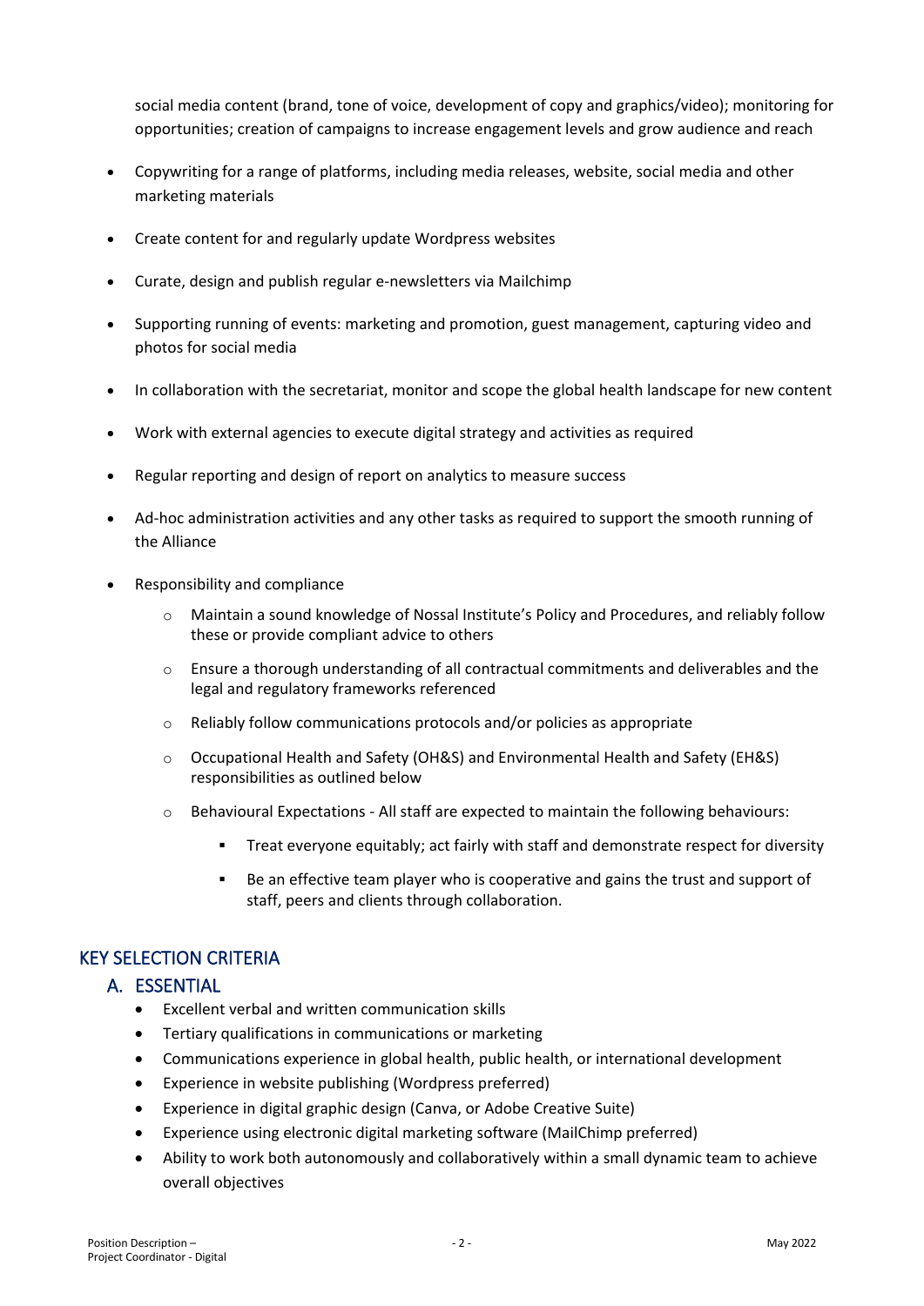social media content (brand, tone of voice, development of copy and graphics/video); monitoring for opportunities; creation of campaigns to increase engagement levels and grow audience and reach

- Copywriting for a range of platforms, including media releases, website, social media and other marketing materials
- Create content for and regularly update Wordpress websites
- Curate, design and publish regular e-newsletters via Mailchimp
- Supporting running of events: marketing and promotion, guest management, capturing video and photos for social media
- In collaboration with the secretariat, monitor and scope the global health landscape for new content
- Work with external agencies to execute digital strategy and activities as required
- Regular reporting and design of report on analytics to measure success
- Ad-hoc administration activities and any other tasks as required to support the smooth running of the Alliance
- Responsibility and compliance
  - Maintain a sound knowledge of Nossal Institute's Policy and Procedures, and reliably follow these or provide compliant advice to others
  - Ensure a thorough understanding of all contractual commitments and deliverables and the legal and regulatory frameworks referenced
  - Reliably follow communications protocols and/or policies as appropriate
  - Occupational Health and Safety (OH&S) and Environmental Health and Safety (EH&S) responsibilities as outlined below
  - Behavioural Expectations - All staff are expected to maintain the following behaviours:
    - Treat everyone equitably; act fairly with staff and demonstrate respect for diversity
    - Be an effective team player who is cooperative and gains the trust and support of staff, peers and clients through collaboration.

## KEY SELECTION CRITERIA

### A. ESSENTIAL

- Excellent verbal and written communication skills
- Tertiary qualifications in communications or marketing
- Communications experience in global health, public health, or international development
- Experience in website publishing (Wordpress preferred)
- Experience in digital graphic design (Canva, or Adobe Creative Suite)
- Experience using electronic digital marketing software (MailChimp preferred)
- Ability to work both autonomously and collaboratively within a small dynamic team to achieve overall objectives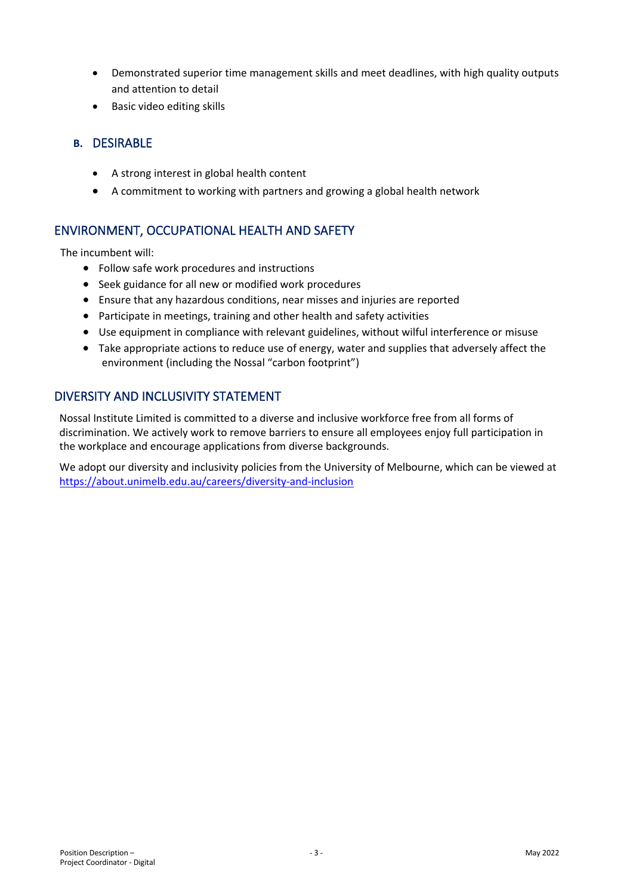- Demonstrated superior time management skills and meet deadlines, with high quality outputs and attention to detail
- Basic video editing skills

### B. DESIRABLE

- A strong interest in global health content
- A commitment to working with partners and growing a global health network

## ENVIRONMENT, OCCUPATIONAL HEALTH AND SAFETY

The incumbent will:

- Follow safe work procedures and instructions
- Seek guidance for all new or modified work procedures
- Ensure that any hazardous conditions, near misses and injuries are reported
- Participate in meetings, training and other health and safety activities
- Use equipment in compliance with relevant guidelines, without wilful interference or misuse
- Take appropriate actions to reduce use of energy, water and supplies that adversely affect the environment (including the Nossal "carbon footprint")

## DIVERSITY AND INCLUSIVITY STATEMENT

Nossal Institute Limited is committed to a diverse and inclusive workforce free from all forms of discrimination. We actively work to remove barriers to ensure all employees enjoy full participation in the workplace and encourage applications from diverse backgrounds.

We adopt our diversity and inclusivity policies from the University of Melbourne, which can be viewed at https://about.unimelb.edu.au/careers/diversity-and-inclusion